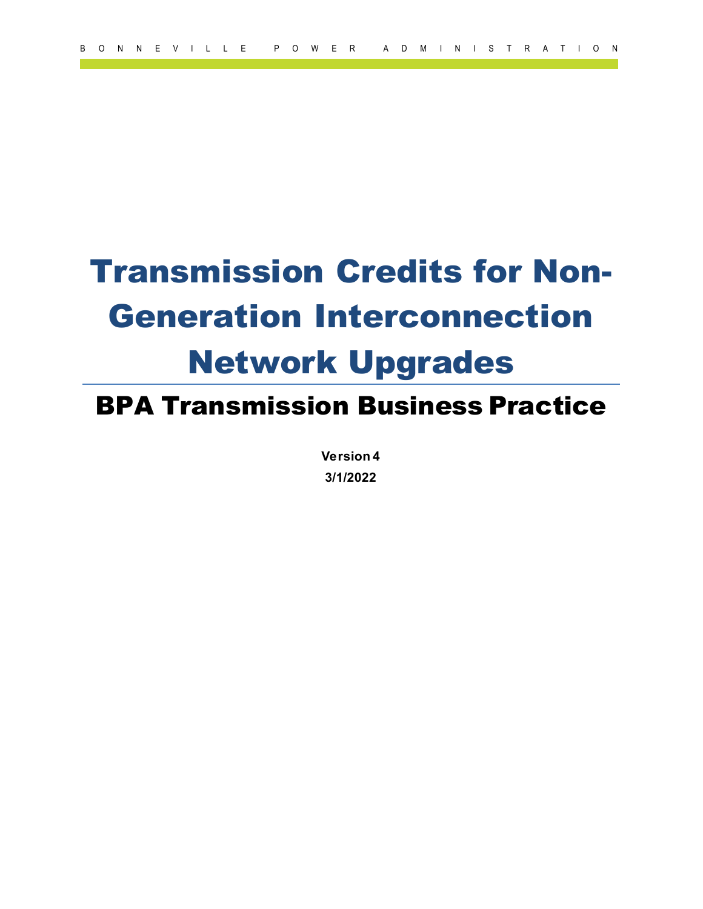# Transmission Credits for Non-Generation Interconnection Network Upgrades

## BPA Transmission Business Practice

**Version 4**
**3/1/2022**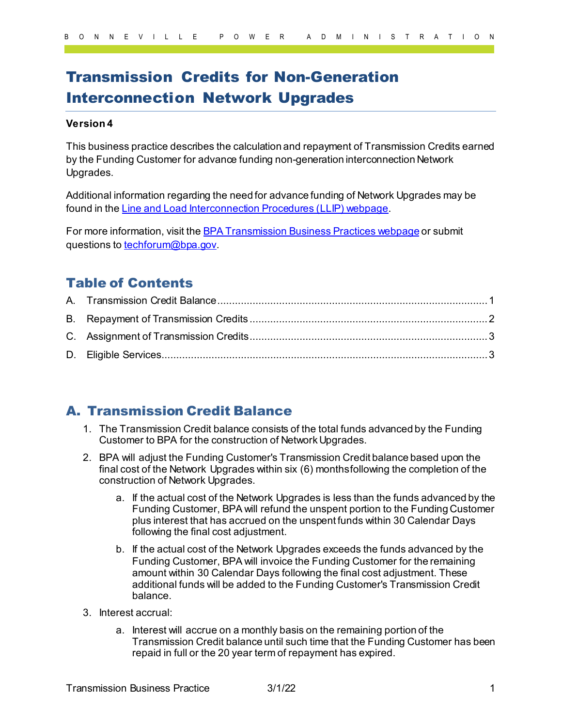BONNEVILLE POWER ADMINISTRATION

# Transmission Credits for Non-Generation Interconnection Network Upgrades

**Version 4**

This business practice describes the calculation and repayment of Transmission Credits earned by the Funding Customer for advance funding non-generation interconnection Network Upgrades.

Additional information regarding the need for advance funding of Network Upgrades may be found in the [Line and Load Interconnection Procedures (LLIP) webpage](#).

For more information, visit the [BPA Transmission Business Practices webpage](#) or submit questions to [techforum@bpa.gov](mailto:techforum@bpa.gov).

## Table of Contents

- A. Transmission Credit Balance ..... 1
- B. Repayment of Transmission Credits ..... 2
- C. Assignment of Transmission Credits ..... 3
- D. Eligible Services ..... 3

## A. Transmission Credit Balance

1. The Transmission Credit balance consists of the total funds advanced by the Funding Customer to BPA for the construction of Network Upgrades.
2. BPA will adjust the Funding Customer's Transmission Credit balance based upon the final cost of the Network Upgrades within six (6) months following the completion of the construction of Network Upgrades.
   a. If the actual cost of the Network Upgrades is less than the funds advanced by the Funding Customer, BPA will refund the unspent portion to the Funding Customer plus interest that has accrued on the unspent funds within 30 Calendar Days following the final cost adjustment.
   b. If the actual cost of the Network Upgrades exceeds the funds advanced by the Funding Customer, BPA will invoice the Funding Customer for the remaining amount within 30 Calendar Days following the final cost adjustment. These additional funds will be added to the Funding Customer's Transmission Credit balance.
3. Interest accrual:
   a. Interest will accrue on a monthly basis on the remaining portion of the Transmission Credit balance until such time that the Funding Customer has been repaid in full or the 20 year term of repayment has expired.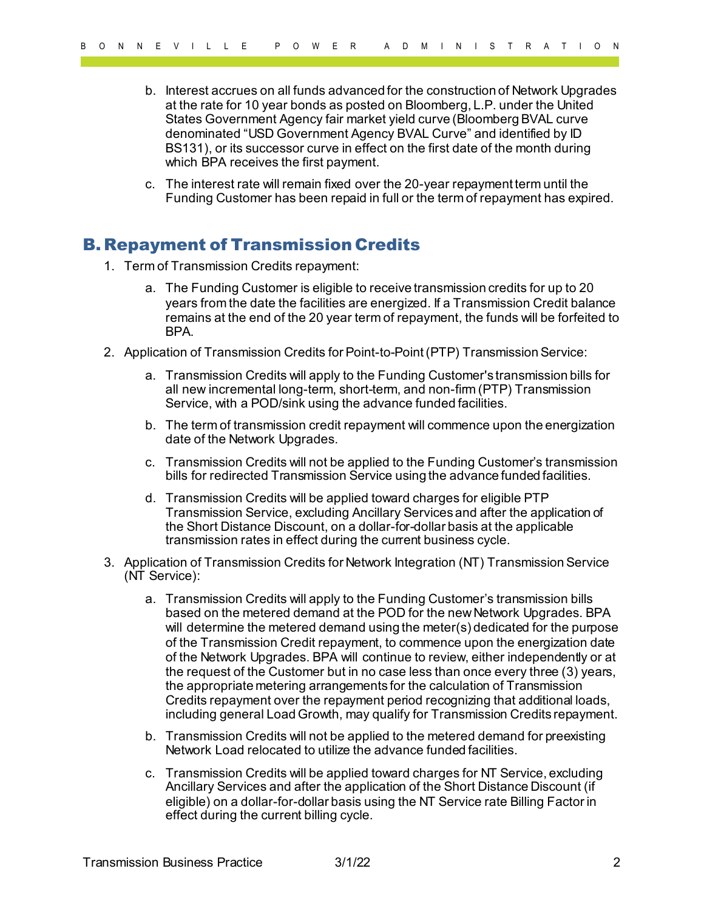b. Interest accrues on all funds advanced for the construction of Network Upgrades at the rate for 10 year bonds as posted on Bloomberg, L.P. under the United States Government Agency fair market yield curve (Bloomberg BVAL curve denominated "USD Government Agency BVAL Curve" and identified by ID BS131), or its successor curve in effect on the first date of the month during which BPA receives the first payment.

c. The interest rate will remain fixed over the 20-year repayment term until the Funding Customer has been repaid in full or the term of repayment has expired.

## B. Repayment of Transmission Credits

1. Term of Transmission Credits repayment:

   a. The Funding Customer is eligible to receive transmission credits for up to 20 years from the date the facilities are energized. If a Transmission Credit balance remains at the end of the 20 year term of repayment, the funds will be forfeited to BPA.

2. Application of Transmission Credits for Point-to-Point (PTP) Transmission Service:

   a. Transmission Credits will apply to the Funding Customer's transmission bills for all new incremental long-term, short-term, and non-firm (PTP) Transmission Service, with a POD/sink using the advance funded facilities.

   b. The term of transmission credit repayment will commence upon the energization date of the Network Upgrades.

   c. Transmission Credits will not be applied to the Funding Customer's transmission bills for redirected Transmission Service using the advance funded facilities.

   d. Transmission Credits will be applied toward charges for eligible PTP Transmission Service, excluding Ancillary Services and after the application of the Short Distance Discount, on a dollar-for-dollar basis at the applicable transmission rates in effect during the current business cycle.

3. Application of Transmission Credits for Network Integration (NT) Transmission Service (NT Service):

   a. Transmission Credits will apply to the Funding Customer's transmission bills based on the metered demand at the POD for the new Network Upgrades. BPA will determine the metered demand using the meter(s) dedicated for the purpose of the Transmission Credit repayment, to commence upon the energization date of the Network Upgrades. BPA will continue to review, either independently or at the request of the Customer but in no case less than once every three (3) years, the appropriate metering arrangements for the calculation of Transmission Credits repayment over the repayment period recognizing that additional loads, including general Load Growth, may qualify for Transmission Credits repayment.

   b. Transmission Credits will not be applied to the metered demand for preexisting Network Load relocated to utilize the advance funded facilities.

   c. Transmission Credits will be applied toward charges for NT Service, excluding Ancillary Services and after the application of the Short Distance Discount (if eligible) on a dollar-for-dollar basis using the NT Service rate Billing Factor in effect during the current billing cycle.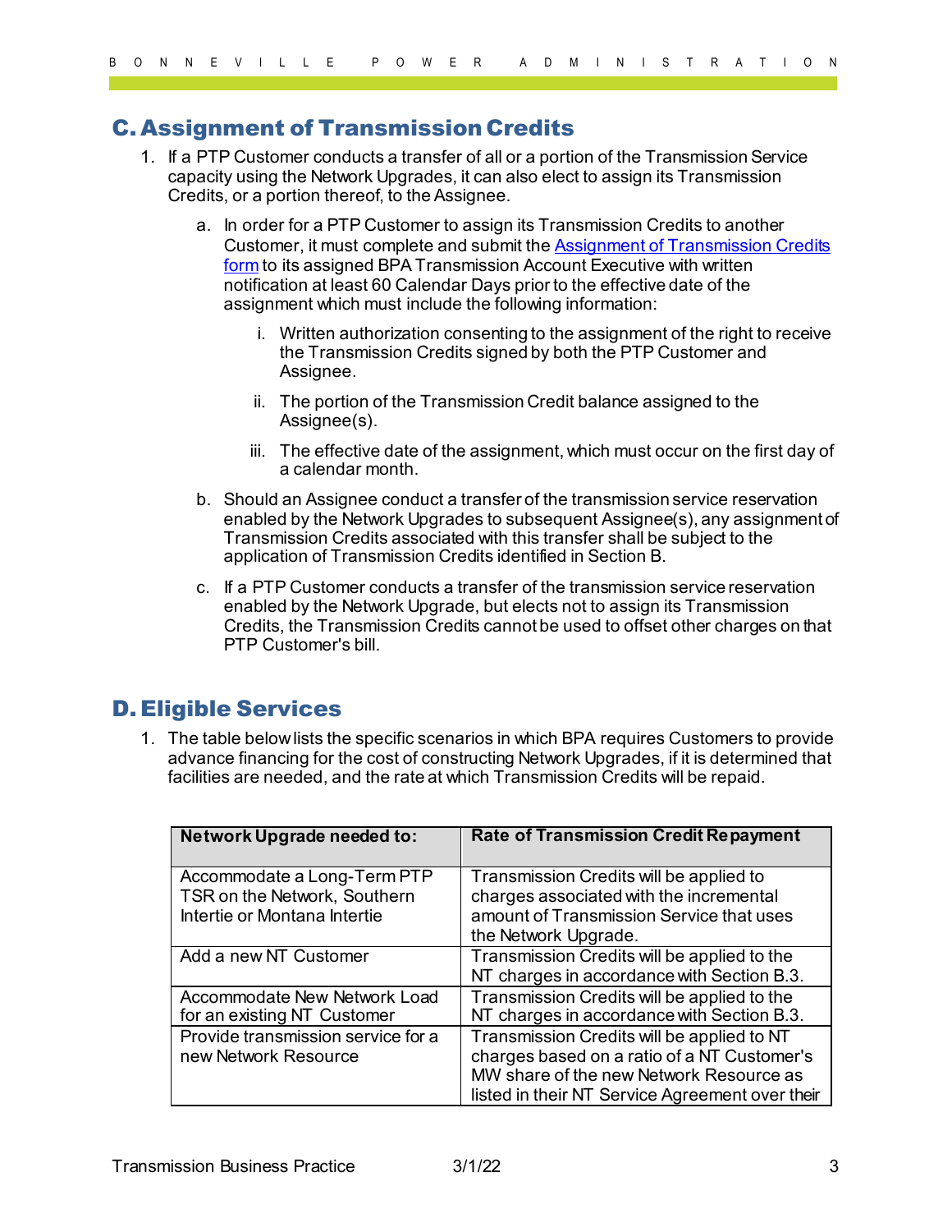## C. Assignment of Transmission Credits

1. If a PTP Customer conducts a transfer of all or a portion of the Transmission Service capacity using the Network Upgrades, it can also elect to assign its Transmission Credits, or a portion thereof, to the Assignee.
   a. In order for a PTP Customer to assign its Transmission Credits to another Customer, it must complete and submit the [Assignment of Transmission Credits form]() to its assigned BPA Transmission Account Executive with written notification at least 60 Calendar Days prior to the effective date of the assignment which must include the following information:
      i. Written authorization consenting to the assignment of the right to receive the Transmission Credits signed by both the PTP Customer and Assignee.
      ii. The portion of the Transmission Credit balance assigned to the Assignee(s).
      iii. The effective date of the assignment, which must occur on the first day of a calendar month.
   b. Should an Assignee conduct a transfer of the transmission service reservation enabled by the Network Upgrades to subsequent Assignee(s), any assignment of Transmission Credits associated with this transfer shall be subject to the application of Transmission Credits identified in Section B.
   c. If a PTP Customer conducts a transfer of the transmission service reservation enabled by the Network Upgrade, but elects not to assign its Transmission Credits, the Transmission Credits cannot be used to offset other charges on that PTP Customer's bill.

## D. Eligible Services

1. The table below lists the specific scenarios in which BPA requires Customers to provide advance financing for the cost of constructing Network Upgrades, if it is determined that facilities are needed, and the rate at which Transmission Credits will be repaid.

| Network Upgrade needed to: | Rate of Transmission Credit Repayment |
|---|---|
| Accommodate a Long-Term PTP TSR on the Network, Southern Intertie or Montana Intertie | Transmission Credits will be applied to charges associated with the incremental amount of Transmission Service that uses the Network Upgrade. |
| Add a new NT Customer | Transmission Credits will be applied to the NT charges in accordance with Section B.3. |
| Accommodate New Network Load for an existing NT Customer | Transmission Credits will be applied to the NT charges in accordance with Section B.3. |
| Provide transmission service for a new Network Resource | Transmission Credits will be applied to NT charges based on a ratio of a NT Customer's MW share of the new Network Resource as listed in their NT Service Agreement over their |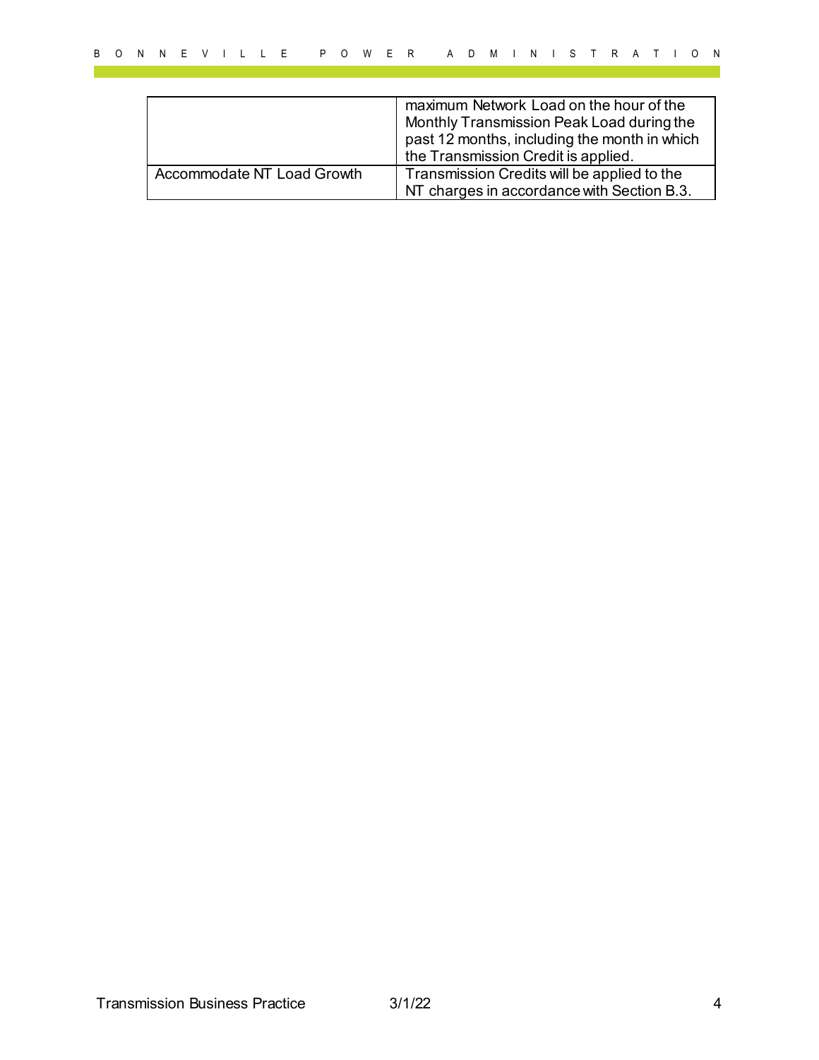| | |
|---|---|
| | maximum Network Load on the hour of the Monthly Transmission Peak Load during the past 12 months, including the month in which the Transmission Credit is applied. |
| Accommodate NT Load Growth | Transmission Credits will be applied to the NT charges in accordance with Section B.3. |